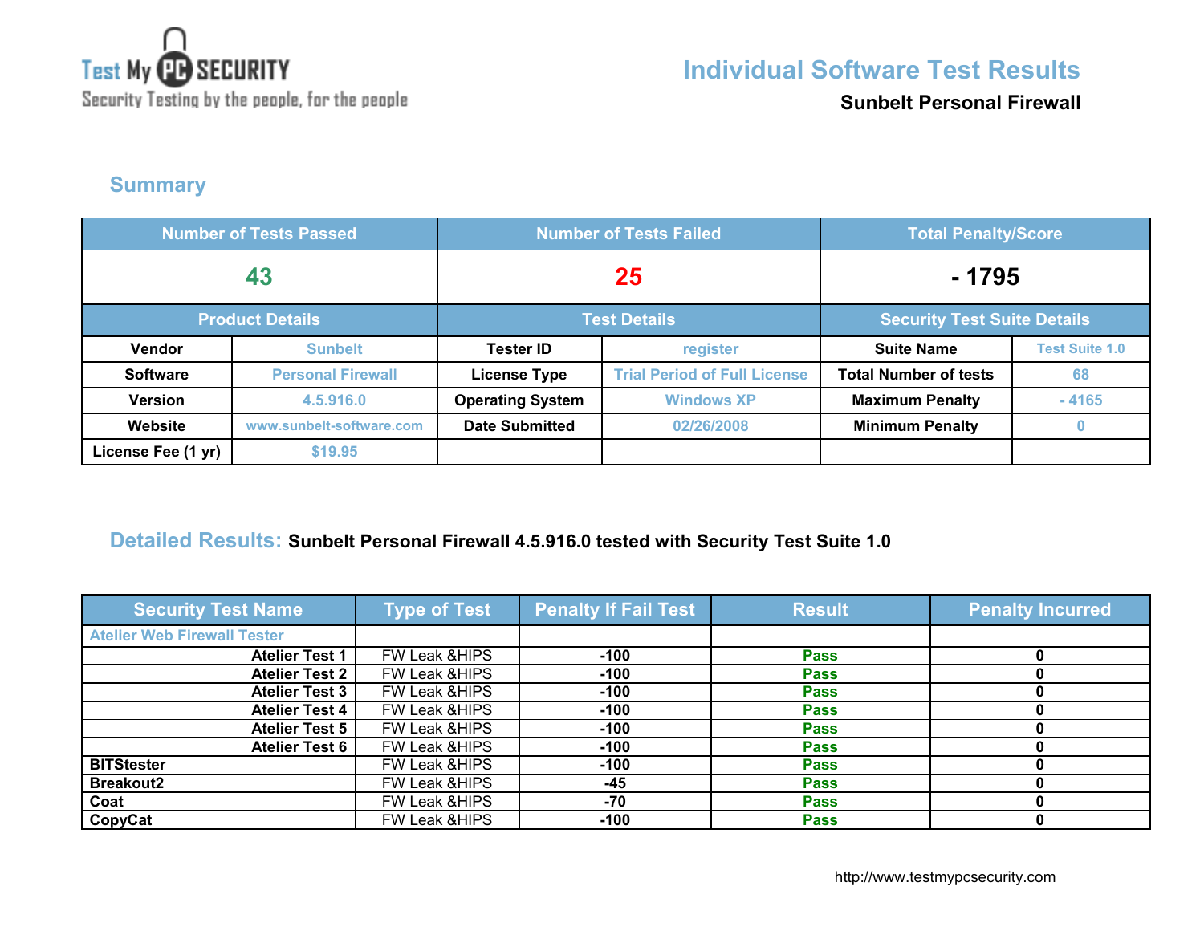Test My PC SECURITY
Security Testing by the people, for the people

# Individual Software Test Results

**Sunbelt Personal Firewall**

## Summary

| Number of Tests Passed | | Number of Tests Failed | | Total Penalty/Score | |
|---|---|---|---|---|---|
| 43 | | 25 | | - 1795 | |
| **Product Details** | | **Test Details** | | **Security Test Suite Details** | |
| Vendor | Sunbelt | Tester ID | register | Suite Name | Test Suite 1.0 |
| Software | Personal Firewall | License Type | Trial Period of Full License | Total Number of tests | 68 |
| Version | 4.5.916.0 | Operating System | Windows XP | Maximum Penalty | - 4165 |
| Website | www.sunbelt-software.com | Date Submitted | 02/26/2008 | Minimum Penalty | 0 |
| License Fee (1 yr) | $19.95 | | | | |

## Detailed Results: **Sunbelt Personal Firewall 4.5.916.0 tested with Security Test Suite 1.0**

| Security Test Name | Type of Test | Penalty If Fail Test | Result | Penalty Incurred |
|---|---|---|---|---|
| Atelier Web Firewall Tester | | | | |
| Atelier Test 1 | FW Leak &HIPS | -100 | Pass | 0 |
| Atelier Test 2 | FW Leak &HIPS | -100 | Pass | 0 |
| Atelier Test 3 | FW Leak &HIPS | -100 | Pass | 0 |
| Atelier Test 4 | FW Leak &HIPS | -100 | Pass | 0 |
| Atelier Test 5 | FW Leak &HIPS | -100 | Pass | 0 |
| Atelier Test 6 | FW Leak &HIPS | -100 | Pass | 0 |
| BITStester | FW Leak &HIPS | -100 | Pass | 0 |
| Breakout2 | FW Leak &HIPS | -45 | Pass | 0 |
| Coat | FW Leak &HIPS | -70 | Pass | 0 |
| CopyCat | FW Leak &HIPS | -100 | Pass | 0 |

http://www.testmypcsecurity.com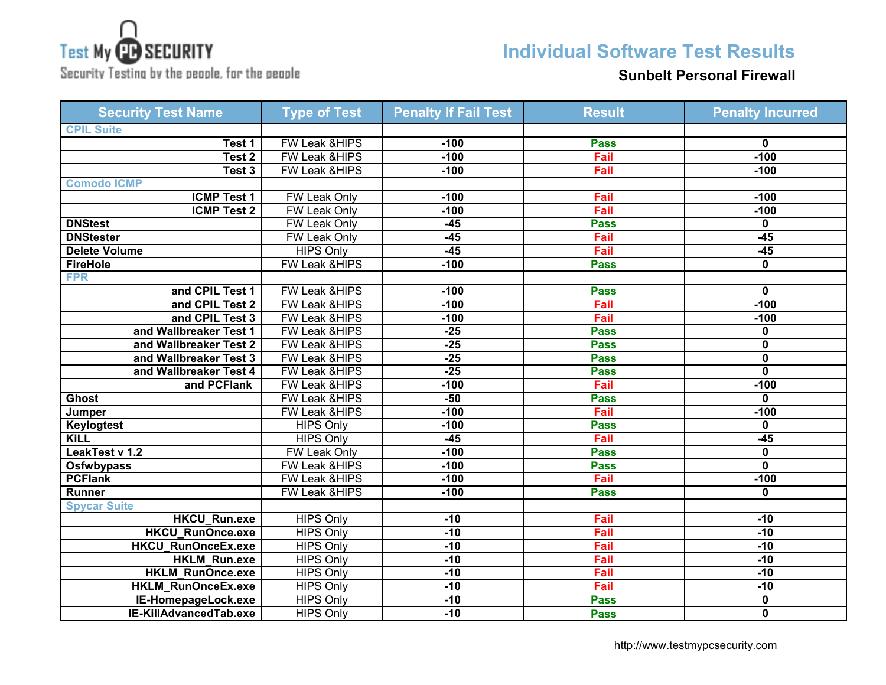Test My PC SECURITY

Security Testing by the people, for the people

# Individual Software Test Results

## Sunbelt Personal Firewall

| Security Test Name | Type of Test | Penalty If Fail Test | Result | Penalty Incurred |
|---|---|---|---|---|
| CPIL Suite | | | | |
| Test 1 | FW Leak &HIPS | -100 | Pass | 0 |
| Test 2 | FW Leak &HIPS | -100 | Fail | -100 |
| Test 3 | FW Leak &HIPS | -100 | Fail | -100 |
| Comodo ICMP | | | | |
| ICMP Test 1 | FW Leak Only | -100 | Fail | -100 |
| ICMP Test 2 | FW Leak Only | -100 | Fail | -100 |
| DNStest | FW Leak Only | -45 | Pass | 0 |
| DNStester | FW Leak Only | -45 | Fail | -45 |
| Delete Volume | HIPS Only | -45 | Fail | -45 |
| FireHole | FW Leak &HIPS | -100 | Pass | 0 |
| FPR | | | | |
| and CPIL Test 1 | FW Leak &HIPS | -100 | Pass | 0 |
| and CPIL Test 2 | FW Leak &HIPS | -100 | Fail | -100 |
| and CPIL Test 3 | FW Leak &HIPS | -100 | Fail | -100 |
| and Wallbreaker Test 1 | FW Leak &HIPS | -25 | Pass | 0 |
| and Wallbreaker Test 2 | FW Leak &HIPS | -25 | Pass | 0 |
| and Wallbreaker Test 3 | FW Leak &HIPS | -25 | Pass | 0 |
| and Wallbreaker Test 4 | FW Leak &HIPS | -25 | Pass | 0 |
| and PCFlank | FW Leak &HIPS | -100 | Fail | -100 |
| Ghost | FW Leak &HIPS | -50 | Pass | 0 |
| Jumper | FW Leak &HIPS | -100 | Fail | -100 |
| Keylogtest | HIPS Only | -100 | Pass | 0 |
| KiLL | HIPS Only | -45 | Fail | -45 |
| LeakTest v 1.2 | FW Leak Only | -100 | Pass | 0 |
| Osfwbypass | FW Leak &HIPS | -100 | Pass | 0 |
| PCFlank | FW Leak &HIPS | -100 | Fail | -100 |
| Runner | FW Leak &HIPS | -100 | Pass | 0 |
| Spycar Suite | | | | |
| HKCU_Run.exe | HIPS Only | -10 | Fail | -10 |
| HKCU_RunOnce.exe | HIPS Only | -10 | Fail | -10 |
| HKCU_RunOnceEx.exe | HIPS Only | -10 | Fail | -10 |
| HKLM_Run.exe | HIPS Only | -10 | Fail | -10 |
| HKLM_RunOnce.exe | HIPS Only | -10 | Fail | -10 |
| HKLM_RunOnceEx.exe | HIPS Only | -10 | Fail | -10 |
| IE-HomepageLock.exe | HIPS Only | -10 | Pass | 0 |
| IE-KillAdvancedTab.exe | HIPS Only | -10 | Pass | 0 |

http://www.testmypcsecurity.com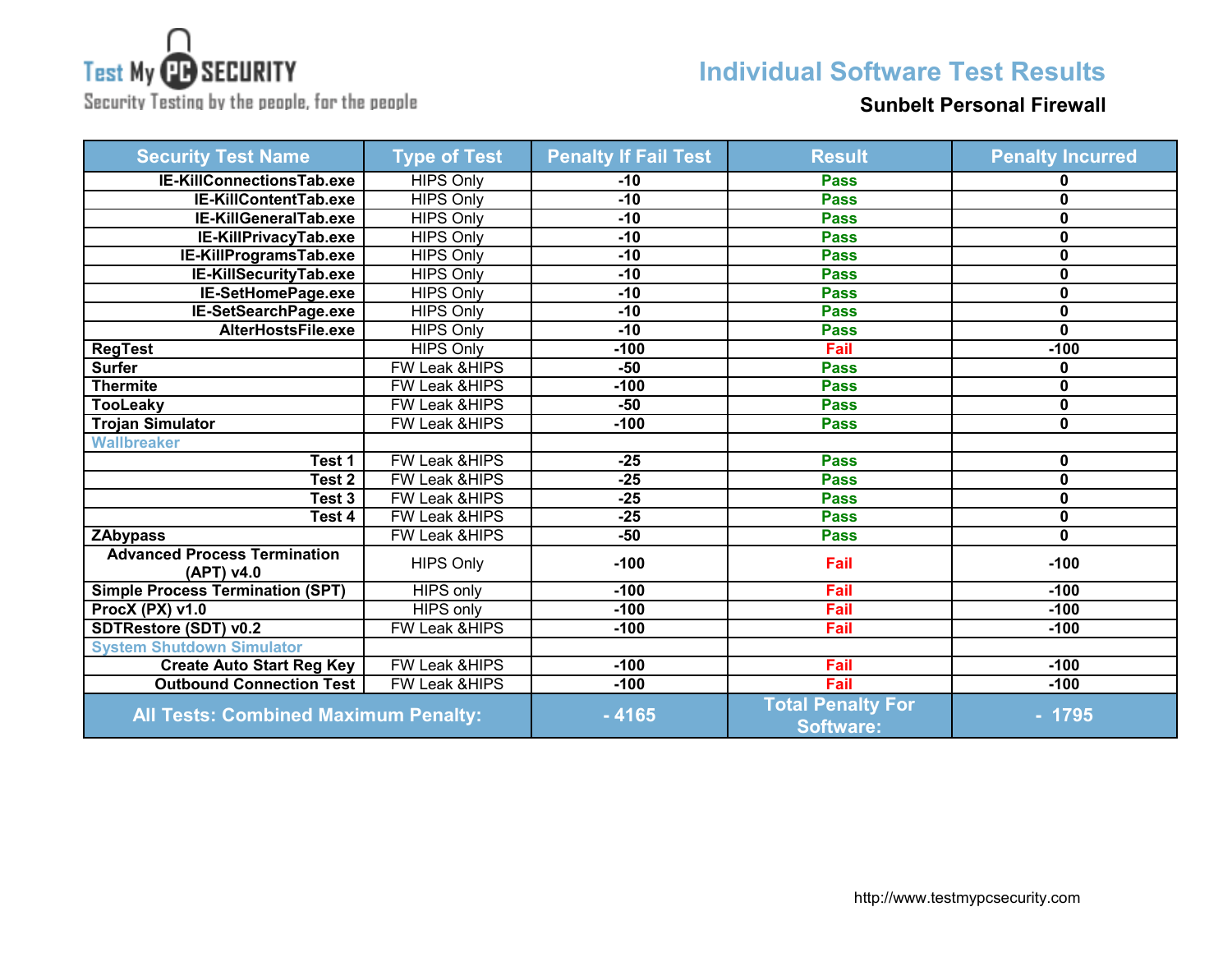Test My PC SECURITY
Security Testing by the people, for the people

# Individual Software Test Results

## Sunbelt Personal Firewall

| Security Test Name | Type of Test | Penalty If Fail Test | Result | Penalty Incurred |
|---|---|---|---|---|
| IE-KillConnectionsTab.exe | HIPS Only | -10 | Pass | 0 |
| IE-KillContentTab.exe | HIPS Only | -10 | Pass | 0 |
| IE-KillGeneralTab.exe | HIPS Only | -10 | Pass | 0 |
| IE-KillPrivacyTab.exe | HIPS Only | -10 | Pass | 0 |
| IE-KillProgramsTab.exe | HIPS Only | -10 | Pass | 0 |
| IE-KillSecurityTab.exe | HIPS Only | -10 | Pass | 0 |
| IE-SetHomePage.exe | HIPS Only | -10 | Pass | 0 |
| IE-SetSearchPage.exe | HIPS Only | -10 | Pass | 0 |
| AlterHostsFile.exe | HIPS Only | -10 | Pass | 0 |
| RegTest | HIPS Only | -100 | Fail | -100 |
| Surfer | FW Leak &HIPS | -50 | Pass | 0 |
| Thermite | FW Leak &HIPS | -100 | Pass | 0 |
| TooLeaky | FW Leak &HIPS | -50 | Pass | 0 |
| Trojan Simulator | FW Leak &HIPS | -100 | Pass | 0 |
| Wallbreaker | | | | |
| Test 1 | FW Leak &HIPS | -25 | Pass | 0 |
| Test 2 | FW Leak &HIPS | -25 | Pass | 0 |
| Test 3 | FW Leak &HIPS | -25 | Pass | 0 |
| Test 4 | FW Leak &HIPS | -25 | Pass | 0 |
| ZAbypass | FW Leak &HIPS | -50 | Pass | 0 |
| Advanced Process Termination (APT) v4.0 | HIPS Only | -100 | Fail | -100 |
| Simple Process Termination (SPT) | HIPS only | -100 | Fail | -100 |
| ProcX (PX) v1.0 | HIPS only | -100 | Fail | -100 |
| SDTRestore (SDT) v0.2 | FW Leak &HIPS | -100 | Fail | -100 |
| System Shutdown Simulator | | | | |
| Create Auto Start Reg Key | FW Leak &HIPS | -100 | Fail | -100 |
| Outbound Connection Test | FW Leak &HIPS | -100 | Fail | -100 |
| **All Tests: Combined Maximum Penalty:** | | **- 4165** | **Total Penalty For Software:** | **- 1795** |

http://www.testmypcsecurity.com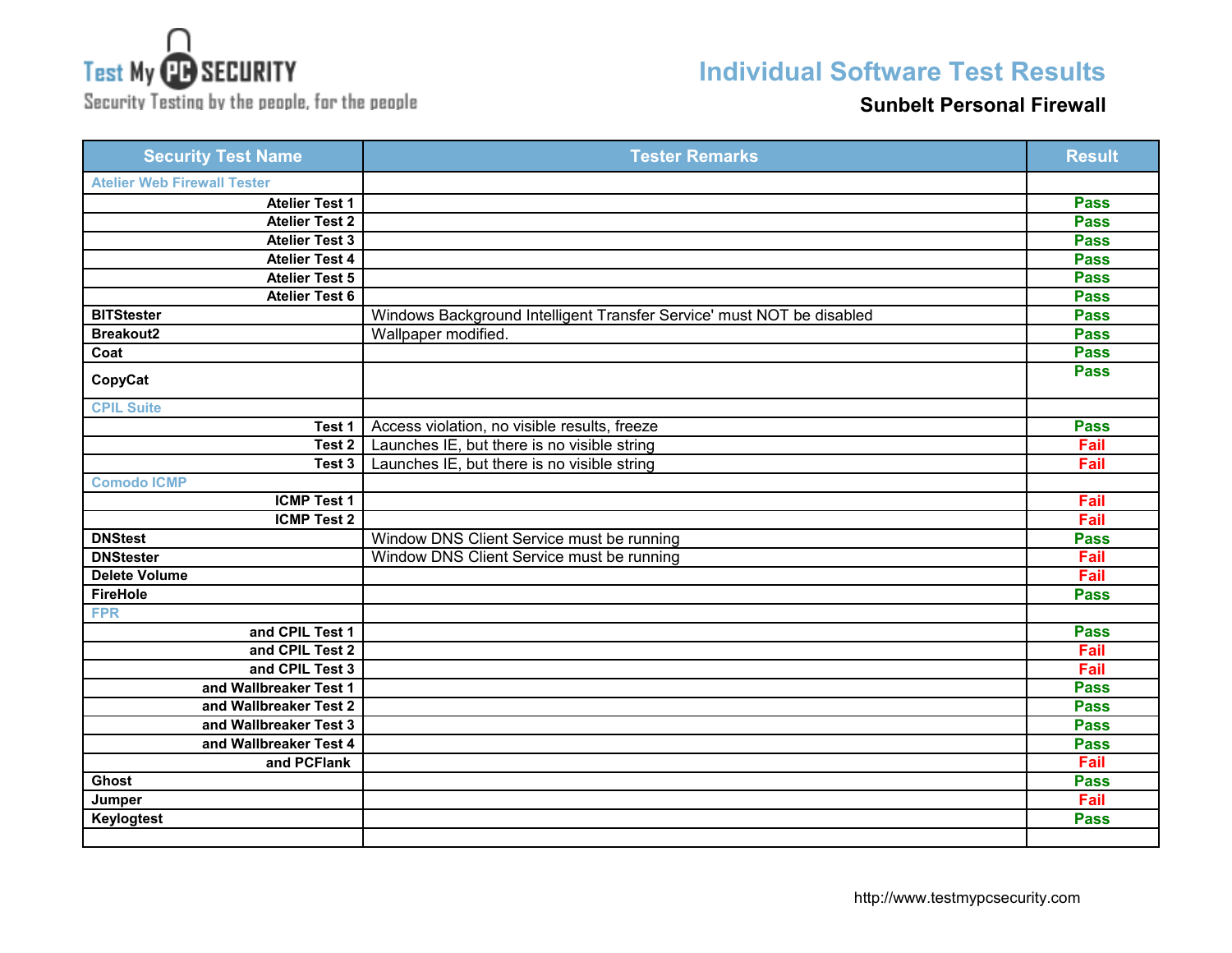# Individual Software Test Results

## Sunbelt Personal Firewall

| Security Test Name | Tester Remarks | Result |
|---|---|---|
| Atelier Web Firewall Tester | | |
| Atelier Test 1 | | Pass |
| Atelier Test 2 | | Pass |
| Atelier Test 3 | | Pass |
| Atelier Test 4 | | Pass |
| Atelier Test 5 | | Pass |
| Atelier Test 6 | | Pass |
| BITStester | Windows Background Intelligent Transfer Service' must NOT be disabled | Pass |
| Breakout2 | Wallpaper modified. | Pass |
| Coat | | Pass |
| CopyCat | | Pass |
| CPIL Suite | | |
| Test 1 | Access violation, no visible results, freeze | Pass |
| Test 2 | Launches IE, but there is no visible string | Fail |
| Test 3 | Launches IE, but there is no visible string | Fail |
| Comodo ICMP | | |
| ICMP Test 1 | | Fail |
| ICMP Test 2 | | Fail |
| DNStest | Window DNS Client Service must be running | Pass |
| DNStester | Window DNS Client Service must be running | Fail |
| Delete Volume | | Fail |
| FireHole | | Pass |
| FPR | | |
| and CPIL Test 1 | | Pass |
| and CPIL Test 2 | | Fail |
| and CPIL Test 3 | | Fail |
| and Wallbreaker Test 1 | | Pass |
| and Wallbreaker Test 2 | | Pass |
| and Wallbreaker Test 3 | | Pass |
| and Wallbreaker Test 4 | | Pass |
| and PCFlank | | Fail |
| Ghost | | Pass |
| Jumper | | Fail |
| Keylogtest | | Pass |
| | | |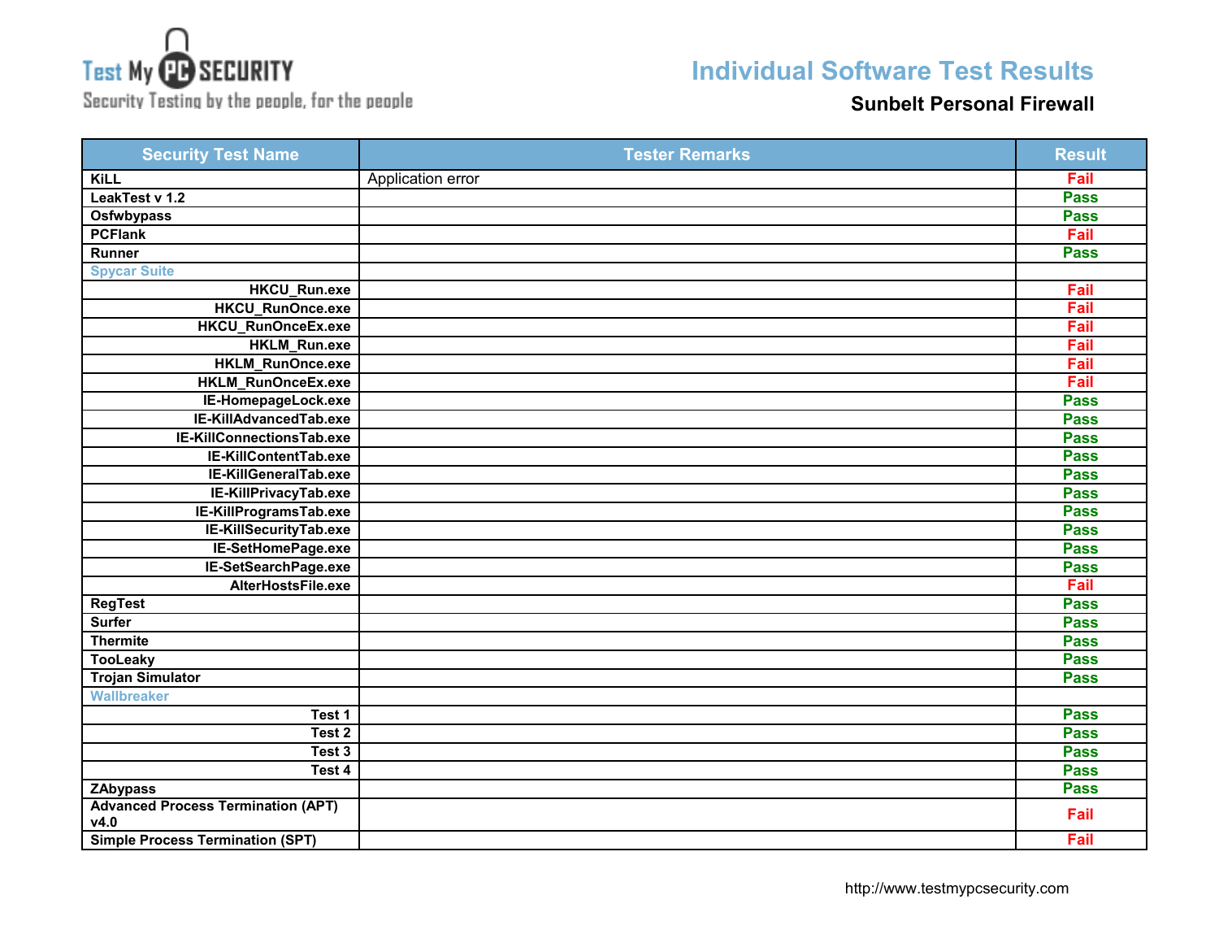Test My PC SECURITY
Security Testing by the people, for the people

# Individual Software Test Results

## Sunbelt Personal Firewall

| Security Test Name | Tester Remarks | Result |
|---|---|---|
| **KiLL** | Application error | Fail |
| **LeakTest v 1.2** | | Pass |
| **Osfwbypass** | | Pass |
| **PCFlank** | | Fail |
| **Runner** | | Pass |
| **Spycar Suite** | | |
| **HKCU_Run.exe** | | Fail |
| **HKCU_RunOnce.exe** | | Fail |
| **HKCU_RunOnceEx.exe** | | Fail |
| **HKLM_Run.exe** | | Fail |
| **HKLM_RunOnce.exe** | | Fail |
| **HKLM_RunOnceEx.exe** | | Fail |
| **IE-HomepageLock.exe** | | Pass |
| **IE-KillAdvancedTab.exe** | | Pass |
| **IE-KillConnectionsTab.exe** | | Pass |
| **IE-KillContentTab.exe** | | Pass |
| **IE-KillGeneralTab.exe** | | Pass |
| **IE-KillPrivacyTab.exe** | | Pass |
| **IE-KillProgramsTab.exe** | | Pass |
| **IE-KillSecurityTab.exe** | | Pass |
| **IE-SetHomePage.exe** | | Pass |
| **IE-SetSearchPage.exe** | | Pass |
| **AlterHostsFile.exe** | | Fail |
| **RegTest** | | Pass |
| **Surfer** | | Pass |
| **Thermite** | | Pass |
| **TooLeaky** | | Pass |
| **Trojan Simulator** | | Pass |
| **Wallbreaker** | | |
| **Test 1** | | Pass |
| **Test 2** | | Pass |
| **Test 3** | | Pass |
| **Test 4** | | Pass |
| **ZAbypass** | | Pass |
| **Advanced Process Termination (APT) v4.0** | | Fail |
| **Simple Process Termination (SPT)** | | Fail |

http://www.testmypcsecurity.com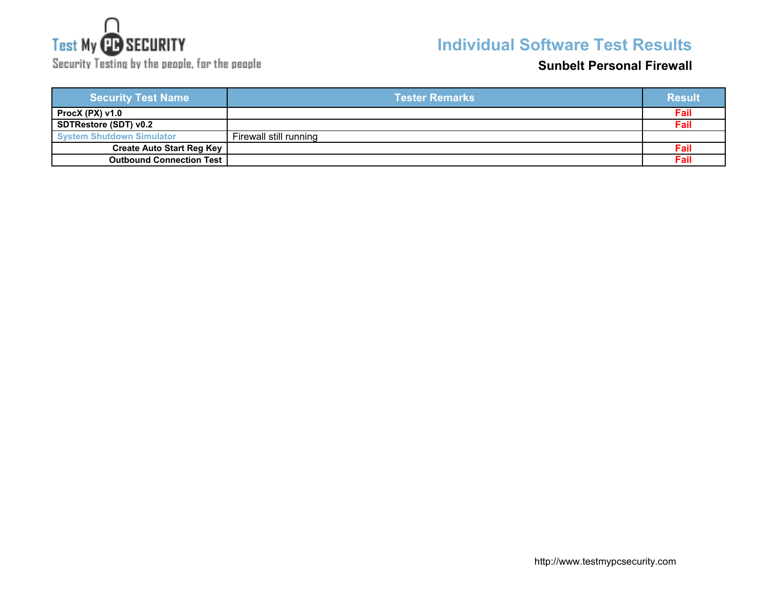Test My PC SECURITY
Security Testing by the people, for the people

# Individual Software Test Results

## Sunbelt Personal Firewall

| Security Test Name | Tester Remarks | Result |
|---|---|---|
| **ProcX (PX) v1.0** | | Fail |
| **SDTRestore (SDT) v0.2** | | Fail |
| **System Shutdown Simulator** | Firewall still running | |
| **Create Auto Start Reg Key** | | Fail |
| **Outbound Connection Test** | | Fail |

http://www.testmypcsecurity.com